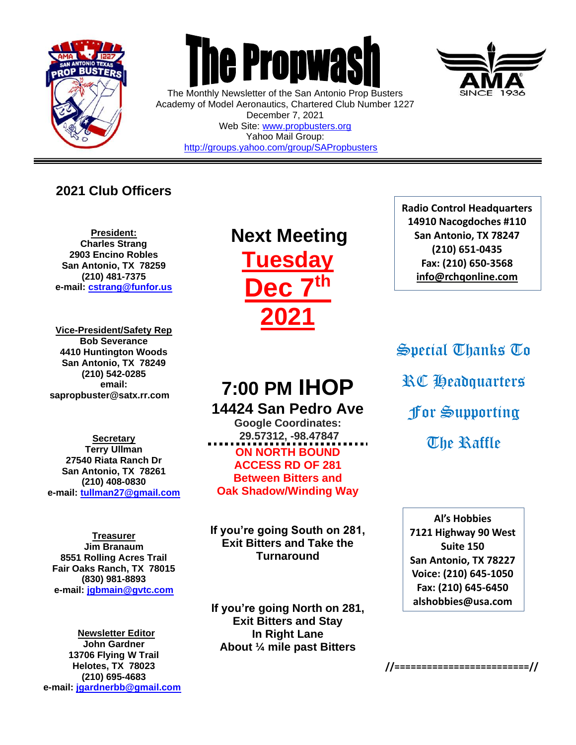# The Propwash

The Monthly Newsletter of the San Antonio Prop Busters
Academy of Model Aeronautics, Chartered Club Number 1227
December 7, 2021
Web Site: www.propbusters.org
Yahoo Mail Group:
http://groups.yahoo.com/group/SAPropbusters

---

## 2021 Club Officers

**President:**
**Charles Strang**
**2903 Encino Robles**
**San Antonio, TX 78259**
**(210) 481-7375**
**e-mail: cstrang@funfor.us**

**Vice-President/Safety Rep**
**Bob Severance**
**4410 Huntington Woods**
**San Antonio, TX 78249**
**(210) 542-0285**
**email:**
**sapropbuster@satx.rr.com**

**Secretary**
**Terry Ullman**
**27540 Riata Ranch Dr**
**San Antonio, TX 78261**
**(210) 408-0830**
**e-mail: tullman27@gmail.com**

**Treasurer**
**Jim Branaum**
**8551 Rolling Acres Trail**
**Fair Oaks Ranch, TX 78015**
**(830) 981-8893**
**e-mail: jgbmain@gvtc.com**

**Newsletter Editor**
**John Gardner**
**13706 Flying W Trail**
**Helotes, TX 78023**
**(210) 695-4683**
**e-mail: jgardnerbb@gmail.com**

## Next Meeting

## Tuesday Dec 7th 2021

## 7:00 PM IHOP

**14424 San Pedro Ave**

**Google Coordinates:**
**29.57312, -98.47847**

**ON NORTH BOUND ACCESS RD OF 281 Between Bitters and Oak Shadow/Winding Way**

**If you're going South on 281, Exit Bitters and Take the Turnaround**

**If you're going North on 281, Exit Bitters and Stay In Right Lane About ¼ mile past Bitters**

**Radio Control Headquarters**
**14910 Nacogdoches #110**
**San Antonio, TX 78247**
**(210) 651-0435**
**Fax: (210) 650-3568**
**info@rchqonline.com**

Special Thanks To RC Headquarters For Supporting The Raffle

**Al's Hobbies**
**7121 Highway 90 West**
**Suite 150**
**San Antonio, TX 78227**
**Voice: (210) 645-1050**
**Fax: (210) 645-6450**
**alshobbies@usa.com**

**//=========================//**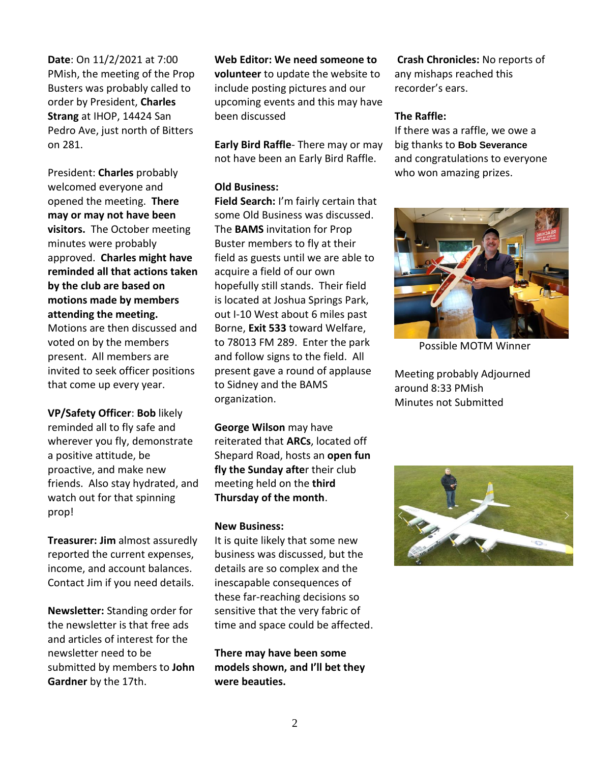**Date**: On 11/2/2021 at 7:00 PMish, the meeting of the Prop Busters was probably called to order by President, **Charles Strang** at IHOP, 14424 San Pedro Ave, just north of Bitters on 281.

President: **Charles** probably welcomed everyone and opened the meeting. **There may or may not have been visitors.** The October meeting minutes were probably approved. **Charles might have reminded all that actions taken by the club are based on motions made by members attending the meeting.** Motions are then discussed and voted on by the members present. All members are invited to seek officer positions that come up every year.

**VP/Safety Officer**: **Bob** likely reminded all to fly safe and wherever you fly, demonstrate a positive attitude, be proactive, and make new friends. Also stay hydrated, and watch out for that spinning prop!

**Treasurer: Jim** almost assuredly reported the current expenses, income, and account balances. Contact Jim if you need details.

**Newsletter:** Standing order for the newsletter is that free ads and articles of interest for the newsletter need to be submitted by members to **John Gardner** by the 17th.

**Web Editor: We need someone to volunteer** to update the website to include posting pictures and our upcoming events and this may have been discussed

**Early Bird Raffle**- There may or may not have been an Early Bird Raffle.

**Old Business:**

**Field Search:** I'm fairly certain that some Old Business was discussed. The **BAMS** invitation for Prop Buster members to fly at their field as guests until we are able to acquire a field of our own hopefully still stands. Their field is located at Joshua Springs Park, out I-10 West about 6 miles past Borne, **Exit 533** toward Welfare, to 78013 FM 289. Enter the park and follow signs to the field. All present gave a round of applause to Sidney and the BAMS organization.

**George Wilson** may have reiterated that **ARCs**, located off Shepard Road, hosts an **open fun fly the Sunday after** their club meeting held on the **third Thursday of the month**.

**New Business:**

It is quite likely that some new business was discussed, but the details are so complex and the inescapable consequences of these far-reaching decisions so sensitive that the very fabric of time and space could be affected.

**There may have been some models shown, and I'll bet they were beauties.**

**Crash Chronicles:** No reports of any mishaps reached this recorder's ears.

**The Raffle:**

If there was a raffle, we owe a big thanks to **Bob Severance** and congratulations to everyone who won amazing prizes.

Possible MOTM Winner

Meeting probably Adjourned around 8:33 PMish
Minutes not Submitted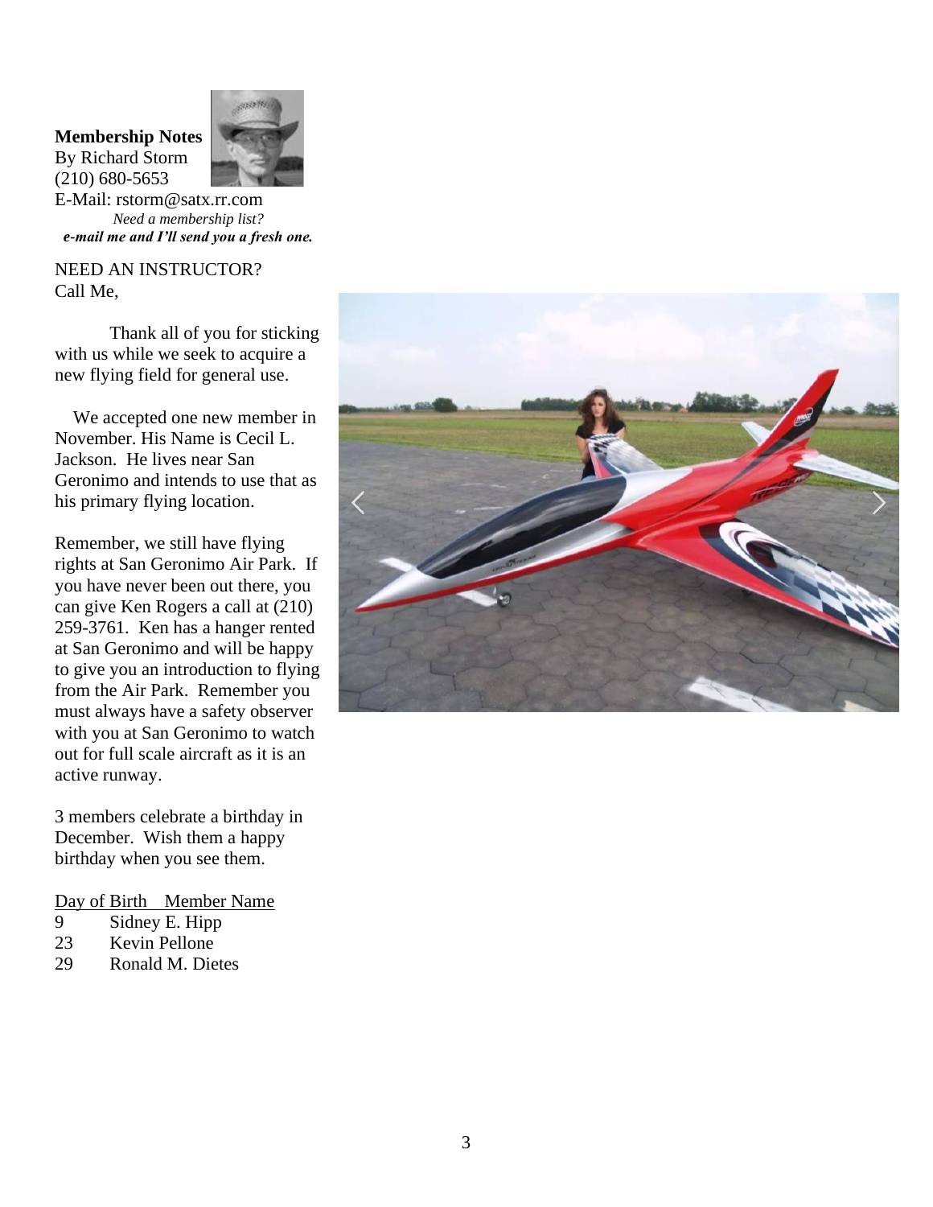**Membership Notes**
By Richard Storm
(210) 680-5653
E-Mail: rstorm@satx.rr.com

*Need a membership list?*
***e-mail me and I'll send you a fresh one.***

NEED AN INSTRUCTOR?
Call Me,

Thank all of you for sticking with us while we seek to acquire a new flying field for general use.

We accepted one new member in November. His Name is Cecil L. Jackson. He lives near San Geronimo and intends to use that as his primary flying location.

Remember, we still have flying rights at San Geronimo Air Park. If you have never been out there, you can give Ken Rogers a call at (210) 259-3761. Ken has a hanger rented at San Geronimo and will be happy to give you an introduction to flying from the Air Park. Remember you must always have a safety observer with you at San Geronimo to watch out for full scale aircraft as it is an active runway.

3 members celebrate a birthday in December. Wish them a happy birthday when you see them.

| Day of Birth | Member Name |
| --- | --- |
| 9 | Sidney E. Hipp |
| 23 | Kevin Pellone |
| 29 | Ronald M. Dietes |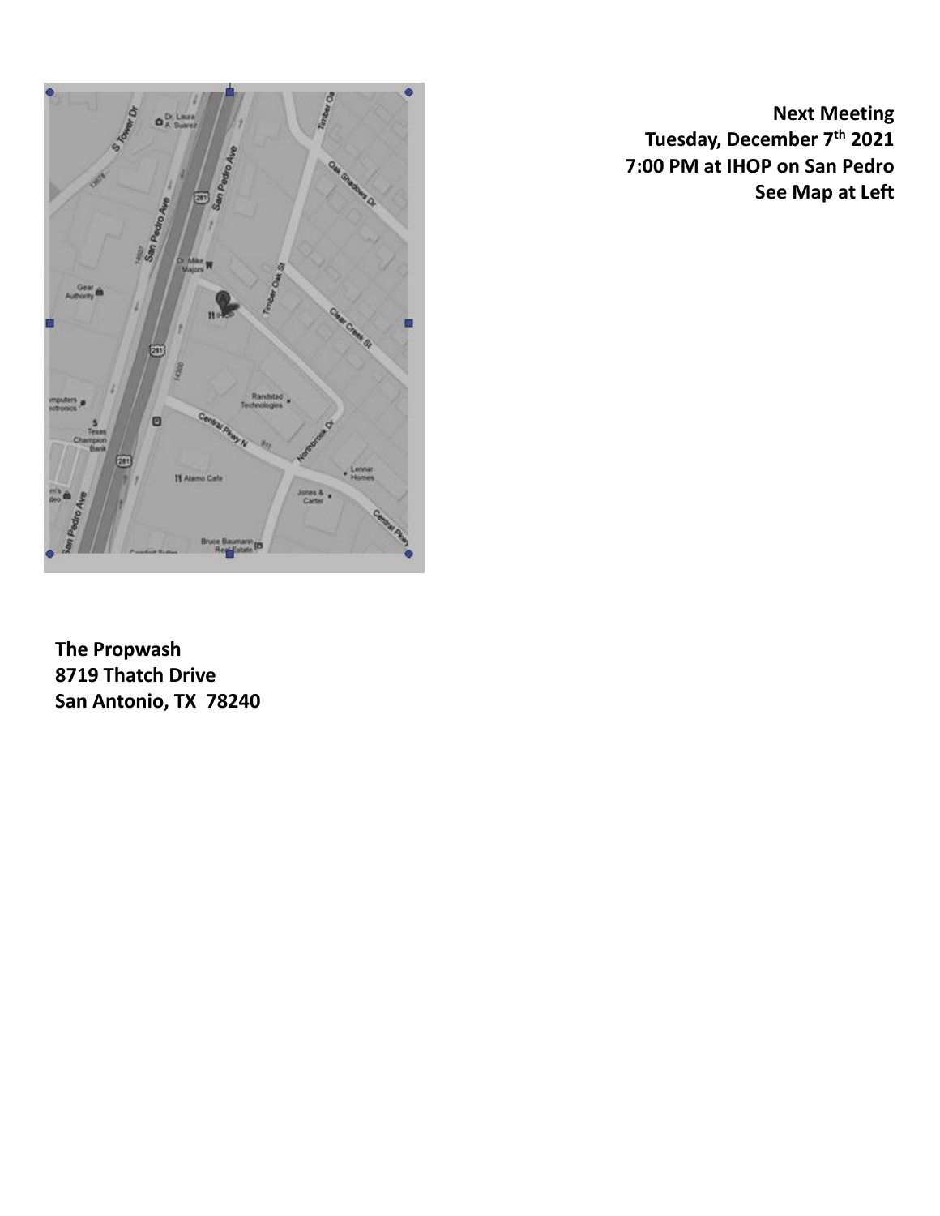**Next Meeting**
**Tuesday, December 7th 2021**
**7:00 PM at IHOP on San Pedro**
**See Map at Left**

**The Propwash**
**8719 Thatch Drive**
**San Antonio, TX 78240**